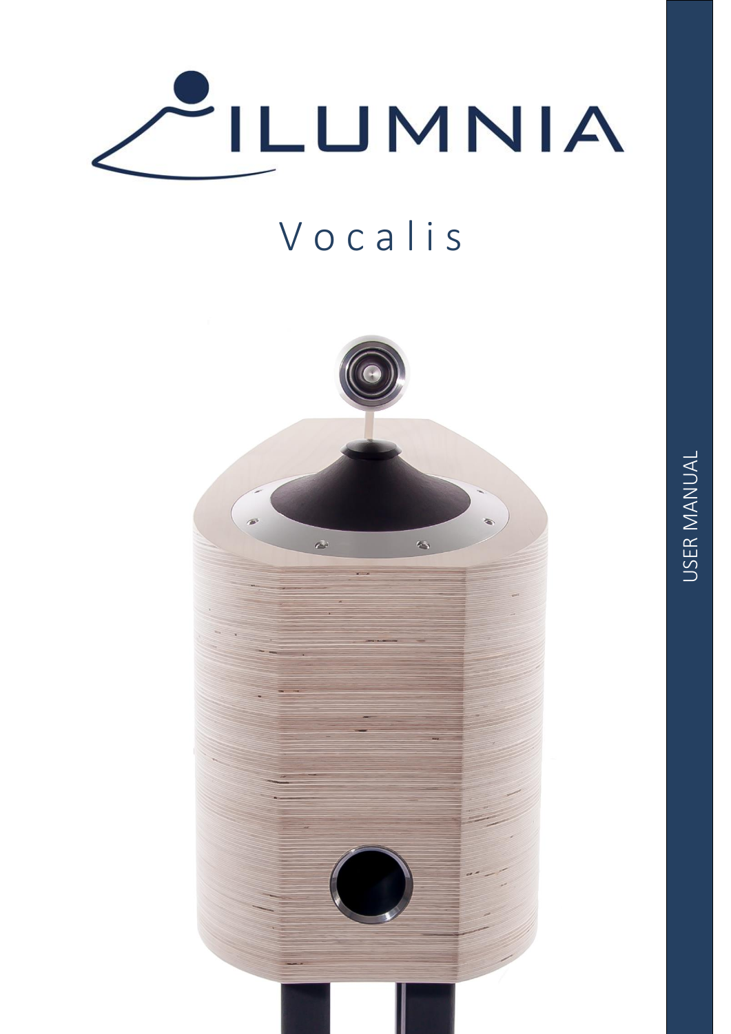# ILUMNIA

## Vocalis

USER MANUAL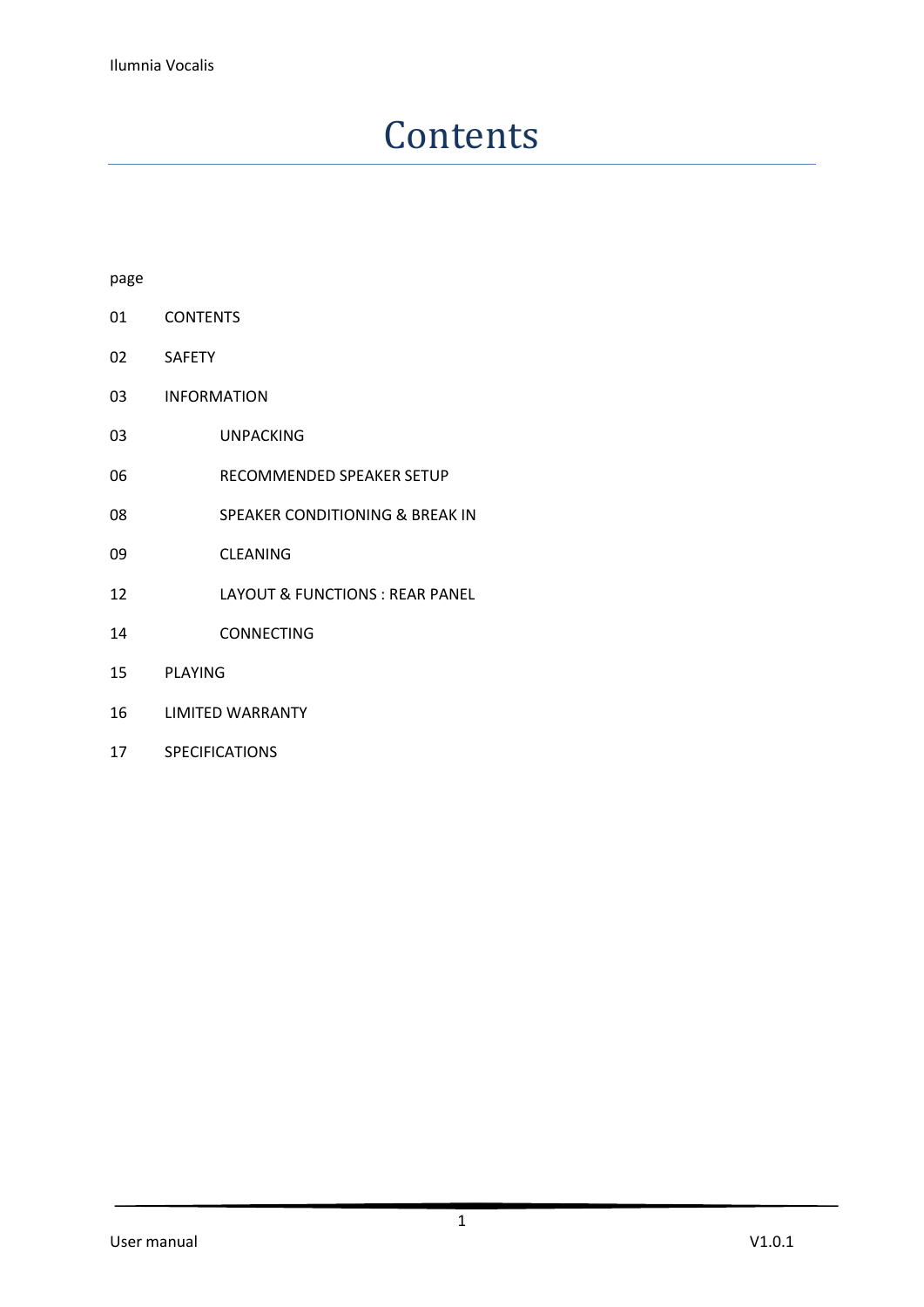# Contents

page

| | |
|---|---|
| 01 | CONTENTS |
| 02 | SAFETY |
| 03 | INFORMATION |
| 03 | UNPACKING |
| 06 | RECOMMENDED SPEAKER SETUP |
| 08 | SPEAKER CONDITIONING & BREAK IN |
| 09 | CLEANING |
| 12 | LAYOUT & FUNCTIONS : REAR PANEL |
| 14 | CONNECTING |
| 15 | PLAYING |
| 16 | LIMITED WARRANTY |
| 17 | SPECIFICATIONS |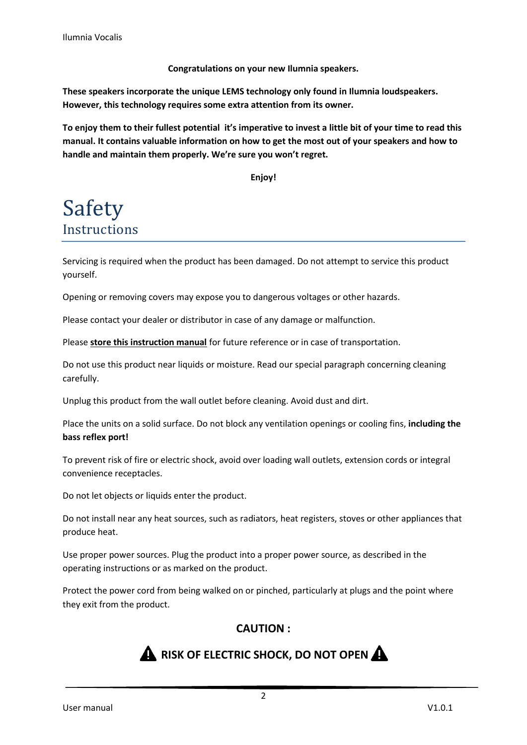**Congratulations on your new Ilumnia speakers.**

**These speakers incorporate the unique LEMS technology only found in Ilumnia loudspeakers. However, this technology requires some extra attention from its owner.**

**To enjoy them to their fullest potential it's imperative to invest a little bit of your time to read this manual. It contains valuable information on how to get the most out of your speakers and how to handle and maintain them properly. We're sure you won't regret.**

**Enjoy!**

# Safety
## Instructions

Servicing is required when the product has been damaged. Do not attempt to service this product yourself.

Opening or removing covers may expose you to dangerous voltages or other hazards.

Please contact your dealer or distributor in case of any damage or malfunction.

Please **store this instruction manual** for future reference or in case of transportation.

Do not use this product near liquids or moisture. Read our special paragraph concerning cleaning carefully.

Unplug this product from the wall outlet before cleaning. Avoid dust and dirt.

Place the units on a solid surface. Do not block any ventilation openings or cooling fins, **including the bass reflex port!**

To prevent risk of fire or electric shock, avoid over loading wall outlets, extension cords or integral convenience receptacles.

Do not let objects or liquids enter the product.

Do not install near any heat sources, such as radiators, heat registers, stoves or other appliances that produce heat.

Use proper power sources. Plug the product into a proper power source, as described in the operating instructions or as marked on the product.

Protect the power cord from being walked on or pinched, particularly at plugs and the point where they exit from the product.

**CAUTION :**

**⚠ RISK OF ELECTRIC SHOCK, DO NOT OPEN ⚠**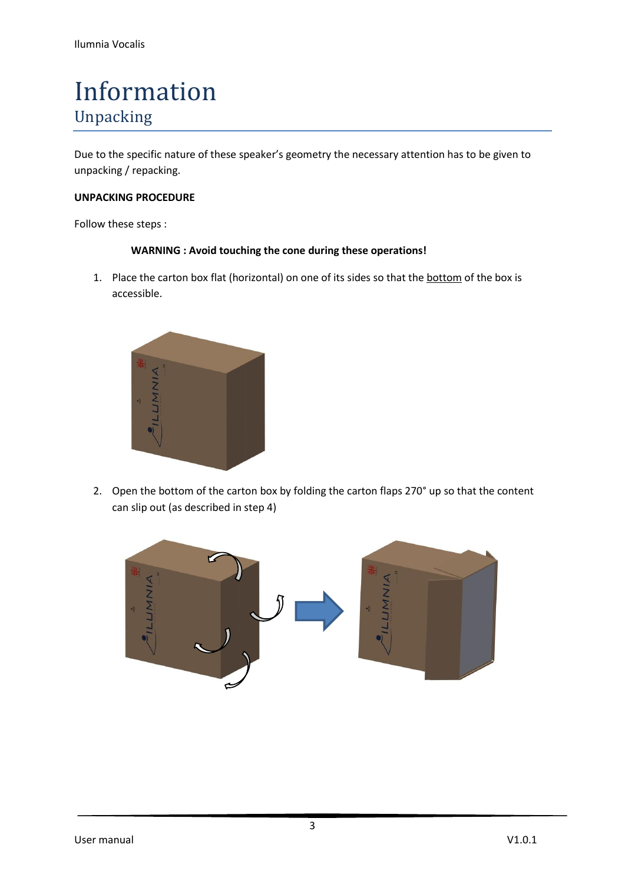# Information

## Unpacking

Due to the specific nature of these speaker's geometry the necessary attention has to be given to unpacking / repacking.

**UNPACKING PROCEDURE**

Follow these steps :

**WARNING : Avoid touching the cone during these operations!**

1. Place the carton box flat (horizontal) on one of its sides so that the bottom of the box is accessible.

2. Open the bottom of the carton box by folding the carton flaps 270° up so that the content can slip out (as described in step 4)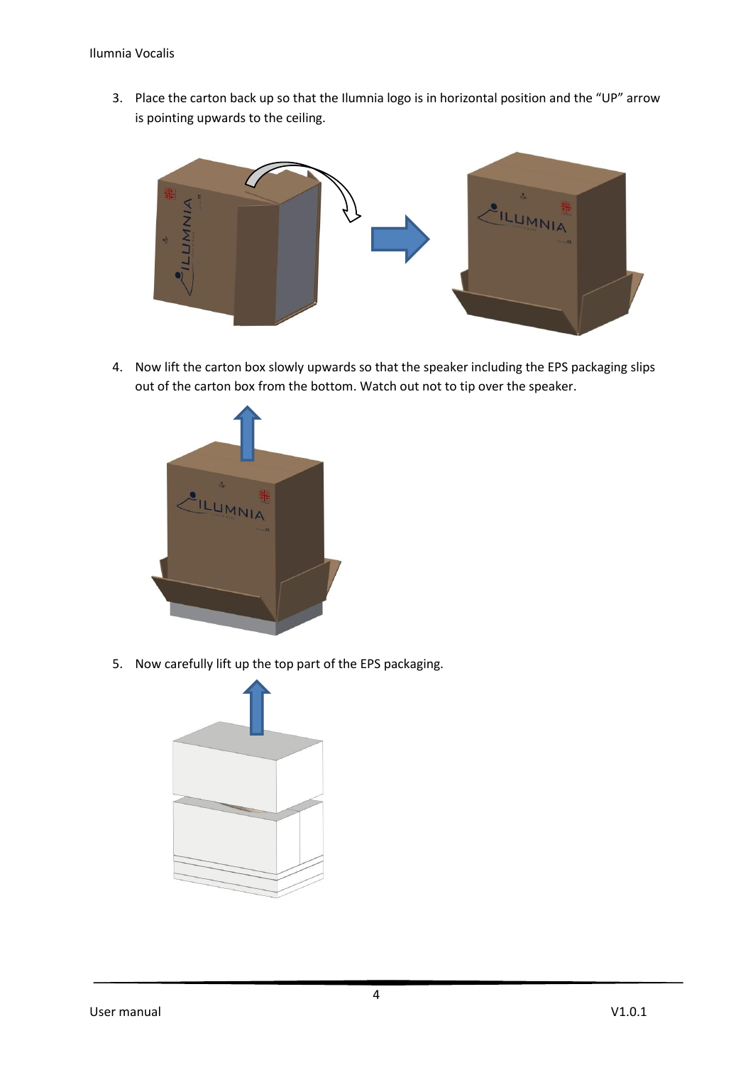3. Place the carton back up so that the Ilumnia logo is in horizontal position and the “UP” arrow is pointing upwards to the ceiling.

4. Now lift the carton box slowly upwards so that the speaker including the EPS packaging slips out of the carton box from the bottom. Watch out not to tip over the speaker.

5. Now carefully lift up the top part of the EPS packaging.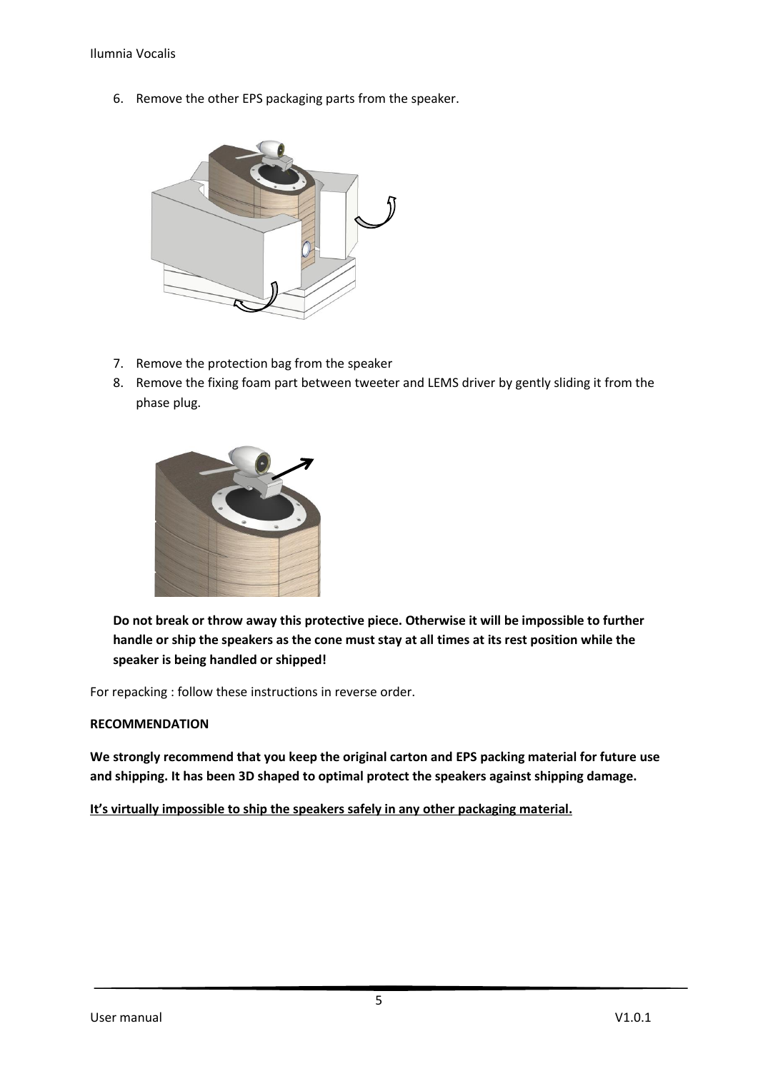6. Remove the other EPS packaging parts from the speaker.

7. Remove the protection bag from the speaker
8. Remove the fixing foam part between tweeter and LEMS driver by gently sliding it from the phase plug.

**Do not break or throw away this protective piece. Otherwise it will be impossible to further handle or ship the speakers as the cone must stay at all times at its rest position while the speaker is being handled or shipped!**

For repacking : follow these instructions in reverse order.

**RECOMMENDATION**

**We strongly recommend that you keep the original carton and EPS packing material for future use and shipping. It has been 3D shaped to optimal protect the speakers against shipping damage.**

**<u>It's virtually impossible to ship the speakers safely in any other packaging material.</u>**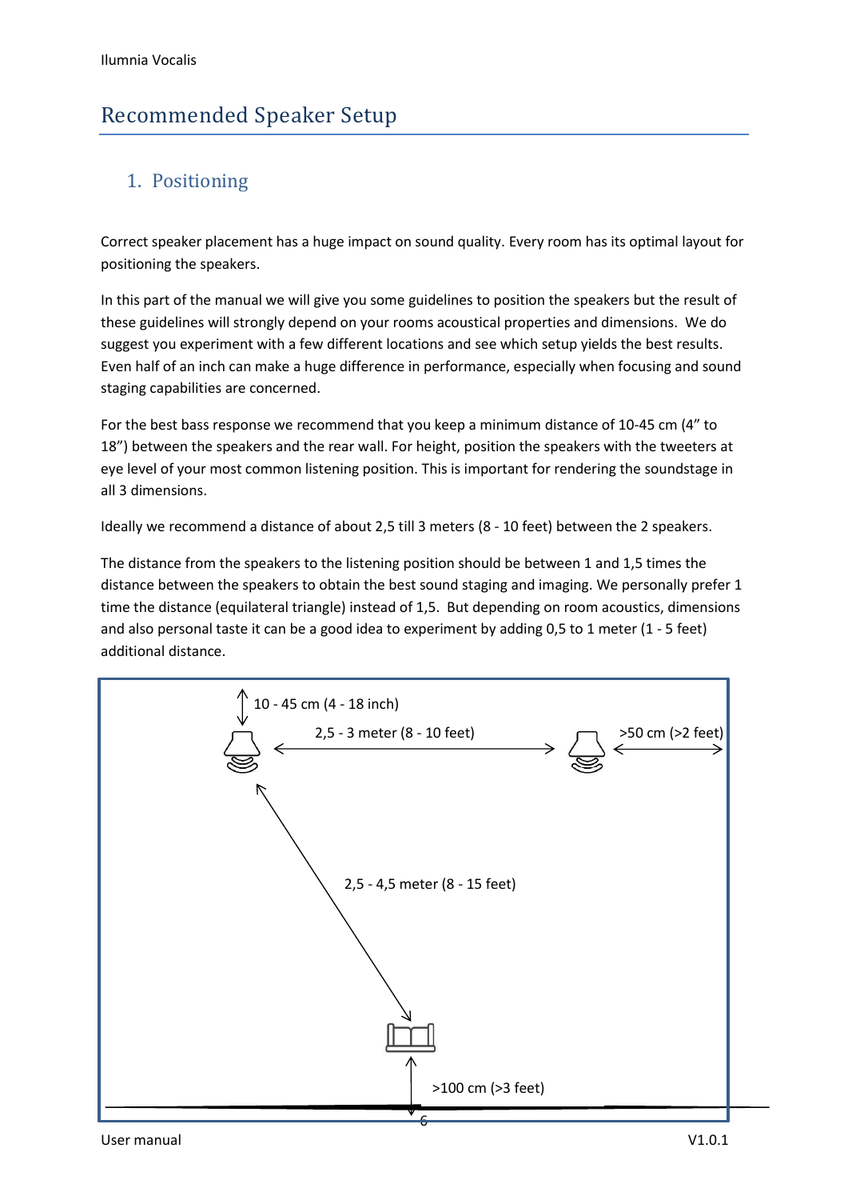# Recommended Speaker Setup

## 1. Positioning

Correct speaker placement has a huge impact on sound quality. Every room has its optimal layout for positioning the speakers.

In this part of the manual we will give you some guidelines to position the speakers but the result of these guidelines will strongly depend on your rooms acoustical properties and dimensions. We do suggest you experiment with a few different locations and see which setup yields the best results. Even half of an inch can make a huge difference in performance, especially when focusing and sound staging capabilities are concerned.

For the best bass response we recommend that you keep a minimum distance of 10-45 cm (4" to 18") between the speakers and the rear wall. For height, position the speakers with the tweeters at eye level of your most common listening position. This is important for rendering the soundstage in all 3 dimensions.

Ideally we recommend a distance of about 2,5 till 3 meters (8 - 10 feet) between the 2 speakers.

The distance from the speakers to the listening position should be between 1 and 1,5 times the distance between the speakers to obtain the best sound staging and imaging. We personally prefer 1 time the distance (equilateral triangle) instead of 1,5. But depending on room acoustics, dimensions and also personal taste it can be a good idea to experiment by adding 0,5 to 1 meter (1 - 5 feet) additional distance.

10 - 45 cm (4 - 18 inch)

2,5 - 3 meter (8 - 10 feet)

>50 cm (>2 feet)

2,5 - 4,5 meter (8 - 15 feet)

>100 cm (>3 feet)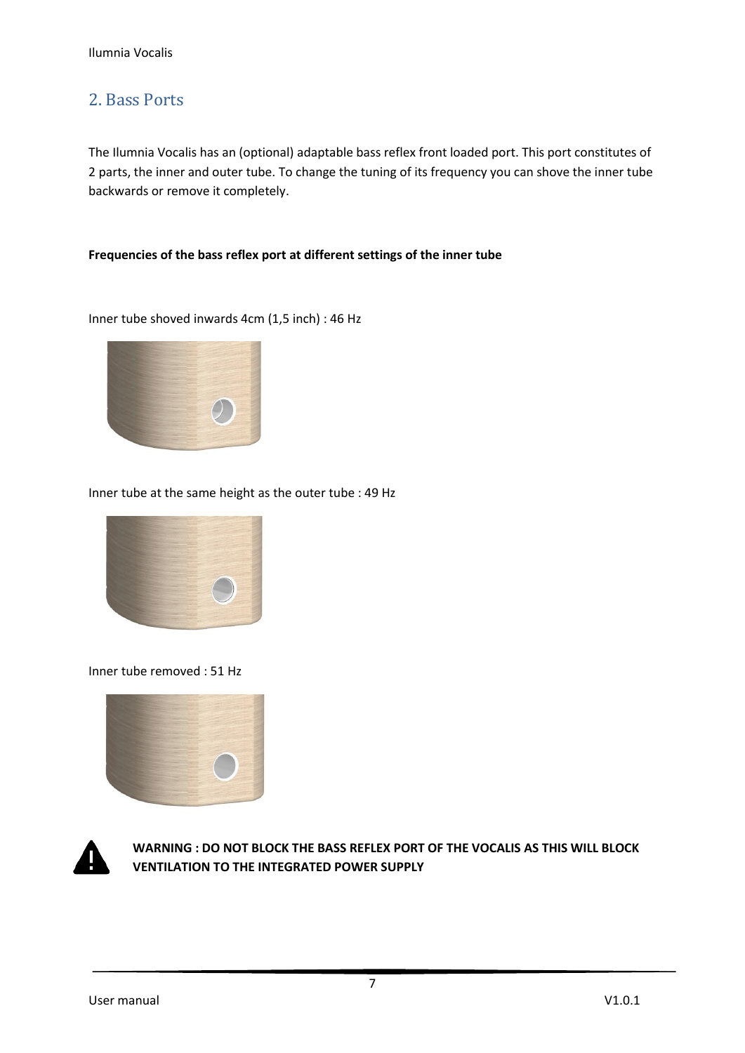## 2. Bass Ports

The Ilumnia Vocalis has an (optional) adaptable bass reflex front loaded port. This port constitutes of 2 parts, the inner and outer tube. To change the tuning of its frequency you can shove the inner tube backwards or remove it completely.

**Frequencies of the bass reflex port at different settings of the inner tube**

Inner tube shoved inwards 4cm (1,5 inch) : 46 Hz

Inner tube at the same height as the outer tube : 49 Hz

Inner tube removed : 51 Hz

**WARNING : DO NOT BLOCK THE BASS REFLEX PORT OF THE VOCALIS AS THIS WILL BLOCK VENTILATION TO THE INTEGRATED POWER SUPPLY**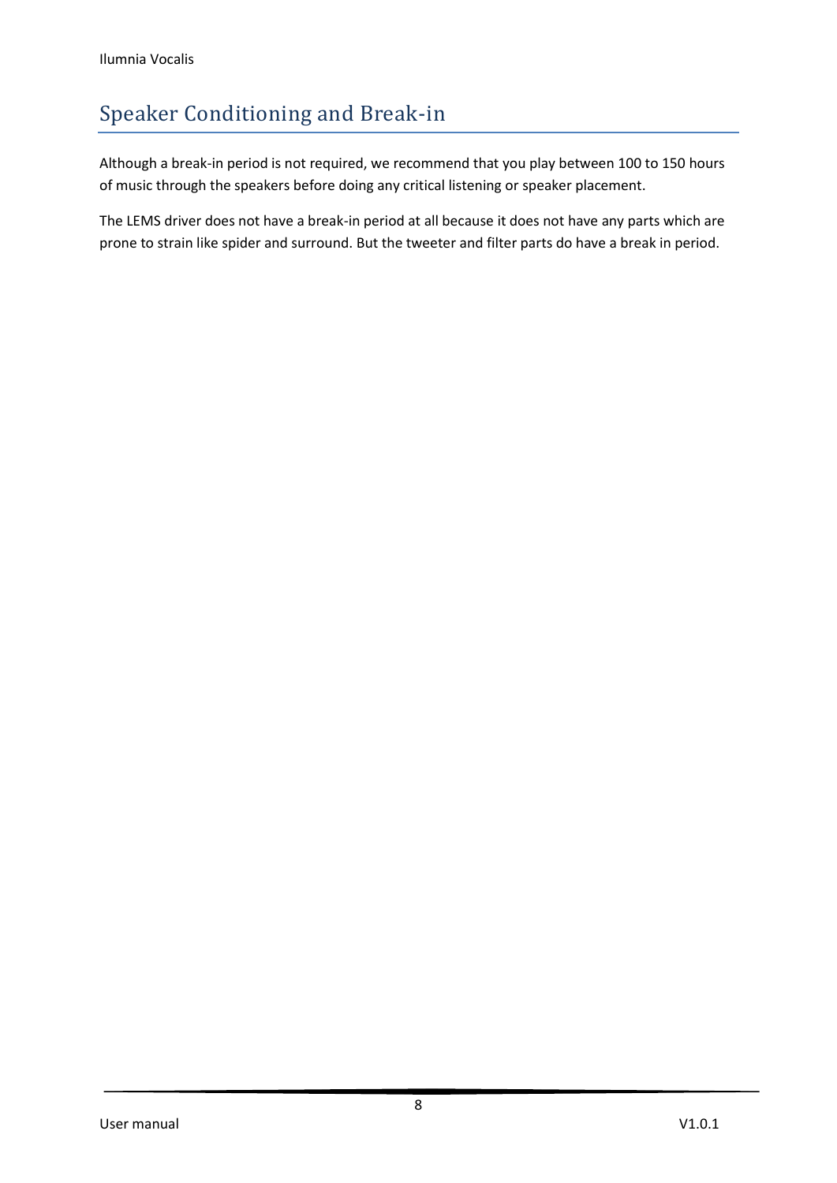## Speaker Conditioning and Break-in

Although a break-in period is not required, we recommend that you play between 100 to 150 hours of music through the speakers before doing any critical listening or speaker placement.

The LEMS driver does not have a break-in period at all because it does not have any parts which are prone to strain like spider and surround. But the tweeter and filter parts do have a break in period.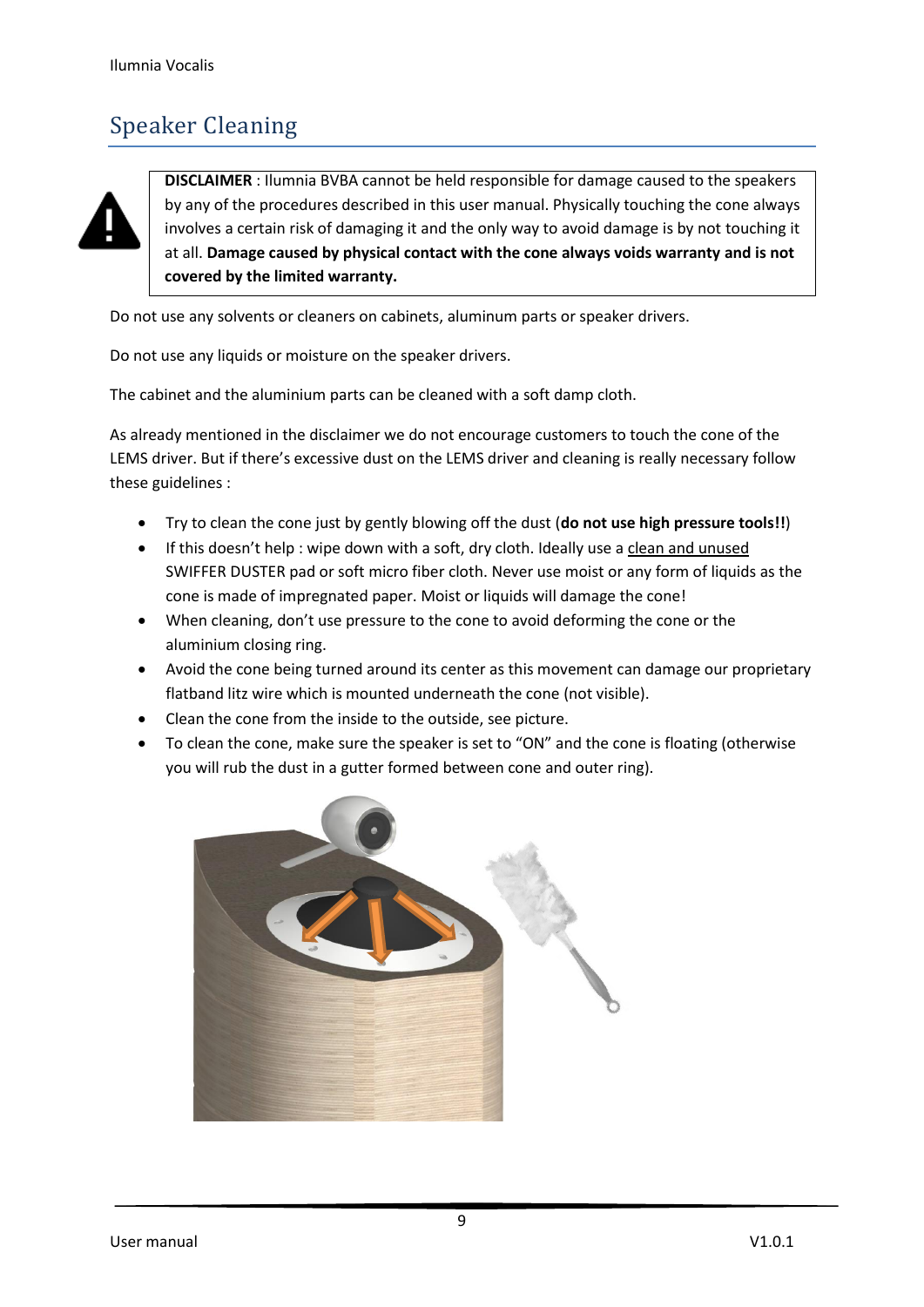## Speaker Cleaning

**DISCLAIMER** : Ilumnia BVBA cannot be held responsible for damage caused to the speakers by any of the procedures described in this user manual. Physically touching the cone always involves a certain risk of damaging it and the only way to avoid damage is by not touching it at all. **Damage caused by physical contact with the cone always voids warranty and is not covered by the limited warranty.**

Do not use any solvents or cleaners on cabinets, aluminum parts or speaker drivers.

Do not use any liquids or moisture on the speaker drivers.

The cabinet and the aluminium parts can be cleaned with a soft damp cloth.

As already mentioned in the disclaimer we do not encourage customers to touch the cone of the LEMS driver. But if there's excessive dust on the LEMS driver and cleaning is really necessary follow these guidelines :

- Try to clean the cone just by gently blowing off the dust (**do not use high pressure tools!!**)
- If this doesn't help : wipe down with a soft, dry cloth. Ideally use a clean and unused SWIFFER DUSTER pad or soft micro fiber cloth. Never use moist or any form of liquids as the cone is made of impregnated paper. Moist or liquids will damage the cone!
- When cleaning, don't use pressure to the cone to avoid deforming the cone or the aluminium closing ring.
- Avoid the cone being turned around its center as this movement can damage our proprietary flatband litz wire which is mounted underneath the cone (not visible).
- Clean the cone from the inside to the outside, see picture.
- To clean the cone, make sure the speaker is set to "ON" and the cone is floating (otherwise you will rub the dust in a gutter formed between cone and outer ring).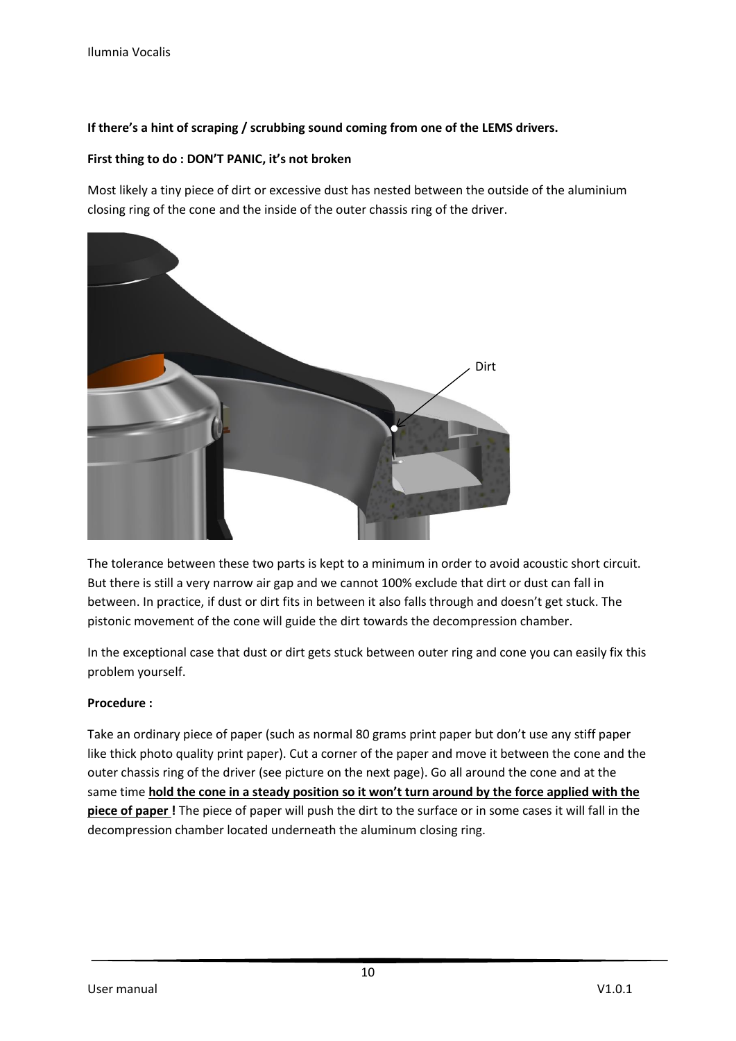**If there's a hint of scraping / scrubbing sound coming from one of the LEMS drivers.**

**First thing to do : DON'T PANIC, it's not broken**

Most likely a tiny piece of dirt or excessive dust has nested between the outside of the aluminium closing ring of the cone and the inside of the outer chassis ring of the driver.

Dirt

The tolerance between these two parts is kept to a minimum in order to avoid acoustic short circuit. But there is still a very narrow air gap and we cannot 100% exclude that dirt or dust can fall in between. In practice, if dust or dirt fits in between it also falls through and doesn't get stuck. The pistonic movement of the cone will guide the dirt towards the decompression chamber.

In the exceptional case that dust or dirt gets stuck between outer ring and cone you can easily fix this problem yourself.

**Procedure :**

Take an ordinary piece of paper (such as normal 80 grams print paper but don't use any stiff paper like thick photo quality print paper). Cut a corner of the paper and move it between the cone and the outer chassis ring of the driver (see picture on the next page). Go all around the cone and at the same time **hold the cone in a steady position so it won't turn around by the force applied with the piece of paper !** The piece of paper will push the dirt to the surface or in some cases it will fall in the decompression chamber located underneath the aluminum closing ring.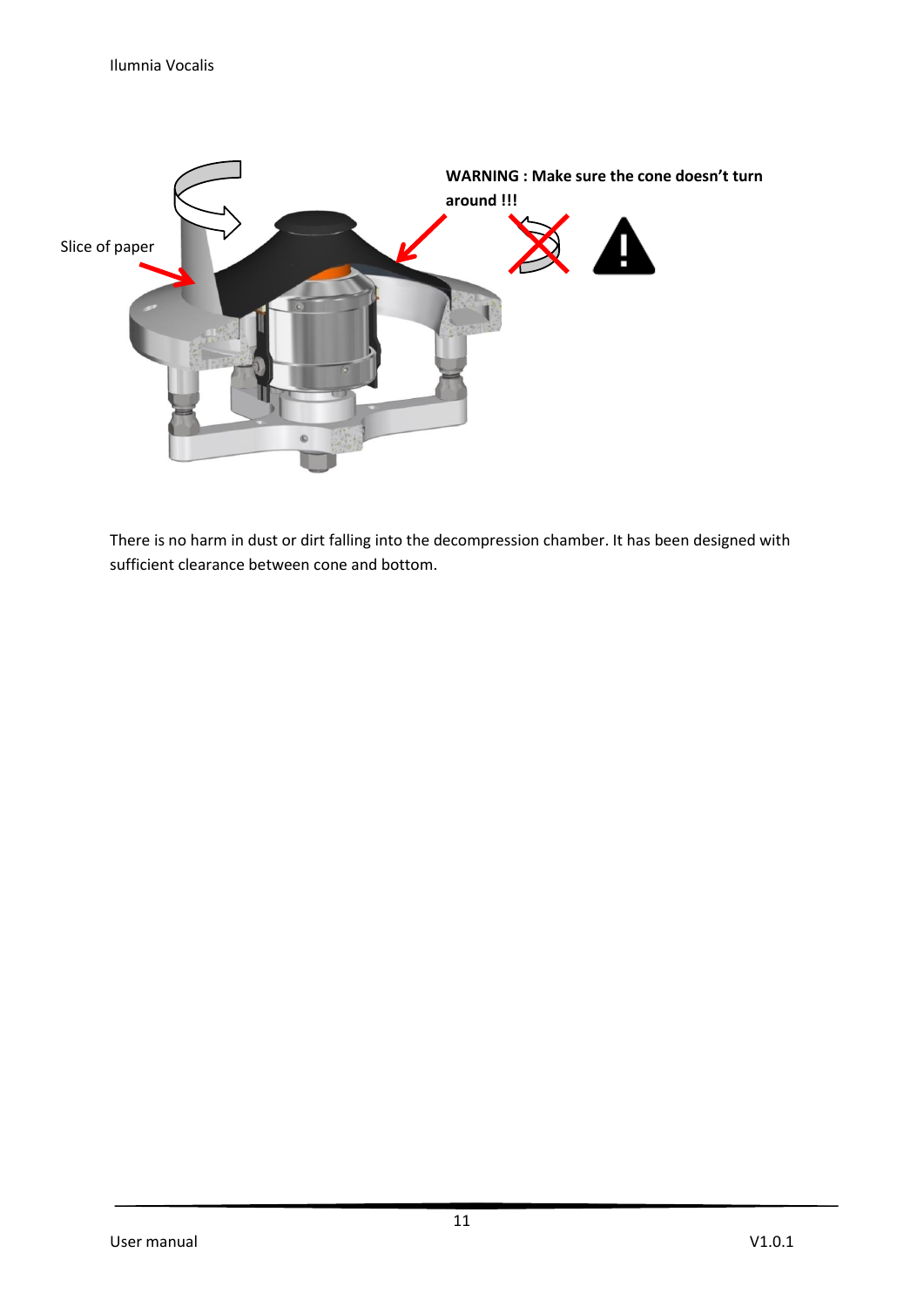Slice of paper

**WARNING : Make sure the cone doesn't turn around !!!**

There is no harm in dust or dirt falling into the decompression chamber. It has been designed with sufficient clearance between cone and bottom.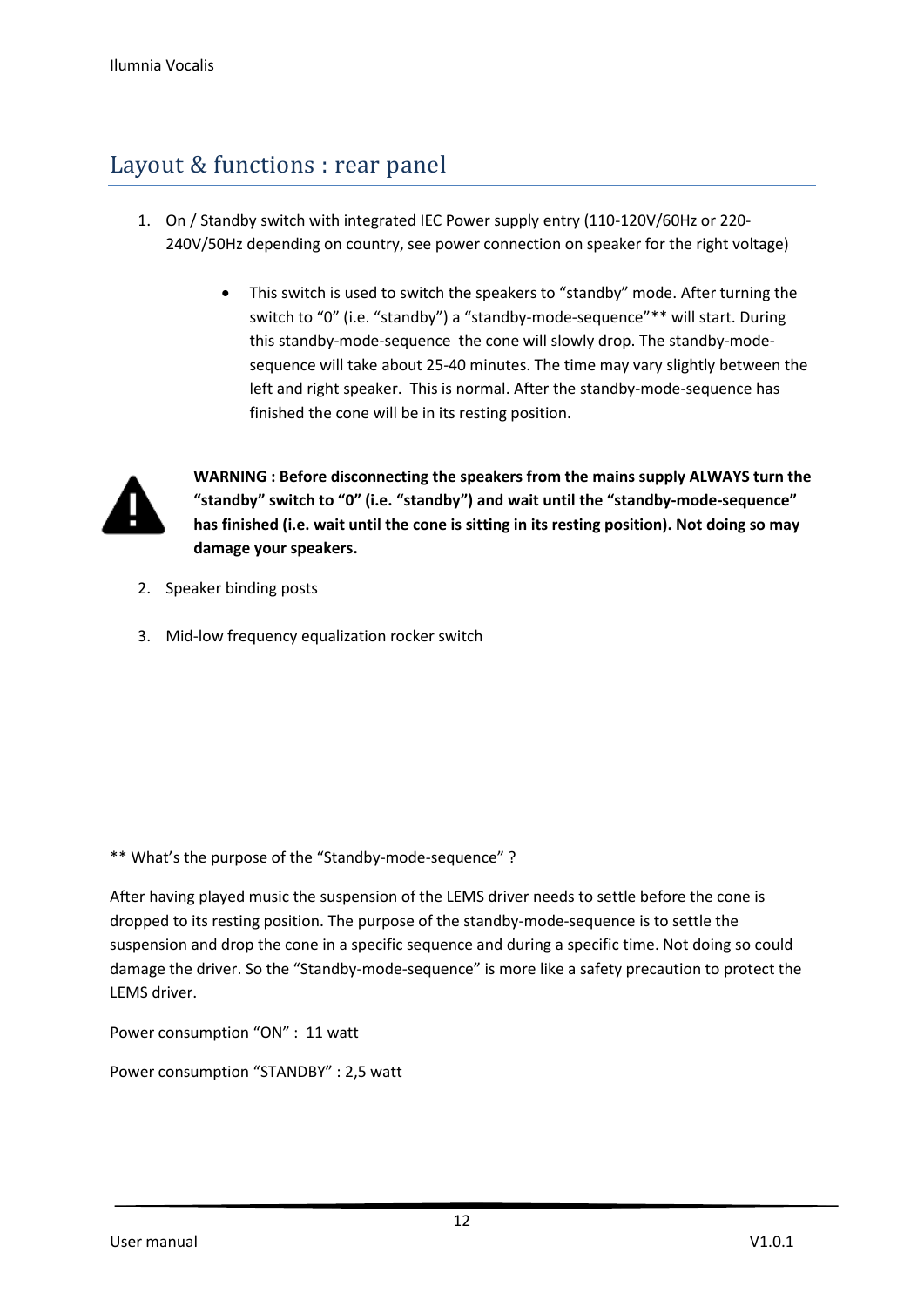## Layout & functions : rear panel

1. On / Standby switch with integrated IEC Power supply entry (110-120V/60Hz or 220-240V/50Hz depending on country, see power connection on speaker for the right voltage)

    - This switch is used to switch the speakers to "standby" mode. After turning the switch to "0" (i.e. "standby") a "standby-mode-sequence"** will start. During this standby-mode-sequence the cone will slowly drop. The standby-mode-sequence will take about 25-40 minutes. The time may vary slightly between the left and right speaker. This is normal. After the standby-mode-sequence has finished the cone will be in its resting position.

**WARNING : Before disconnecting the speakers from the mains supply ALWAYS turn the "standby" switch to "0" (i.e. "standby") and wait until the "standby-mode-sequence" has finished (i.e. wait until the cone is sitting in its resting position). Not doing so may damage your speakers.**

2. Speaker binding posts

3. Mid-low frequency equalization rocker switch

** What's the purpose of the "Standby-mode-sequence" ?

After having played music the suspension of the LEMS driver needs to settle before the cone is dropped to its resting position. The purpose of the standby-mode-sequence is to settle the suspension and drop the cone in a specific sequence and during a specific time. Not doing so could damage the driver. So the "Standby-mode-sequence" is more like a safety precaution to protect the LEMS driver.

Power consumption "ON" : 11 watt

Power consumption "STANDBY" : 2,5 watt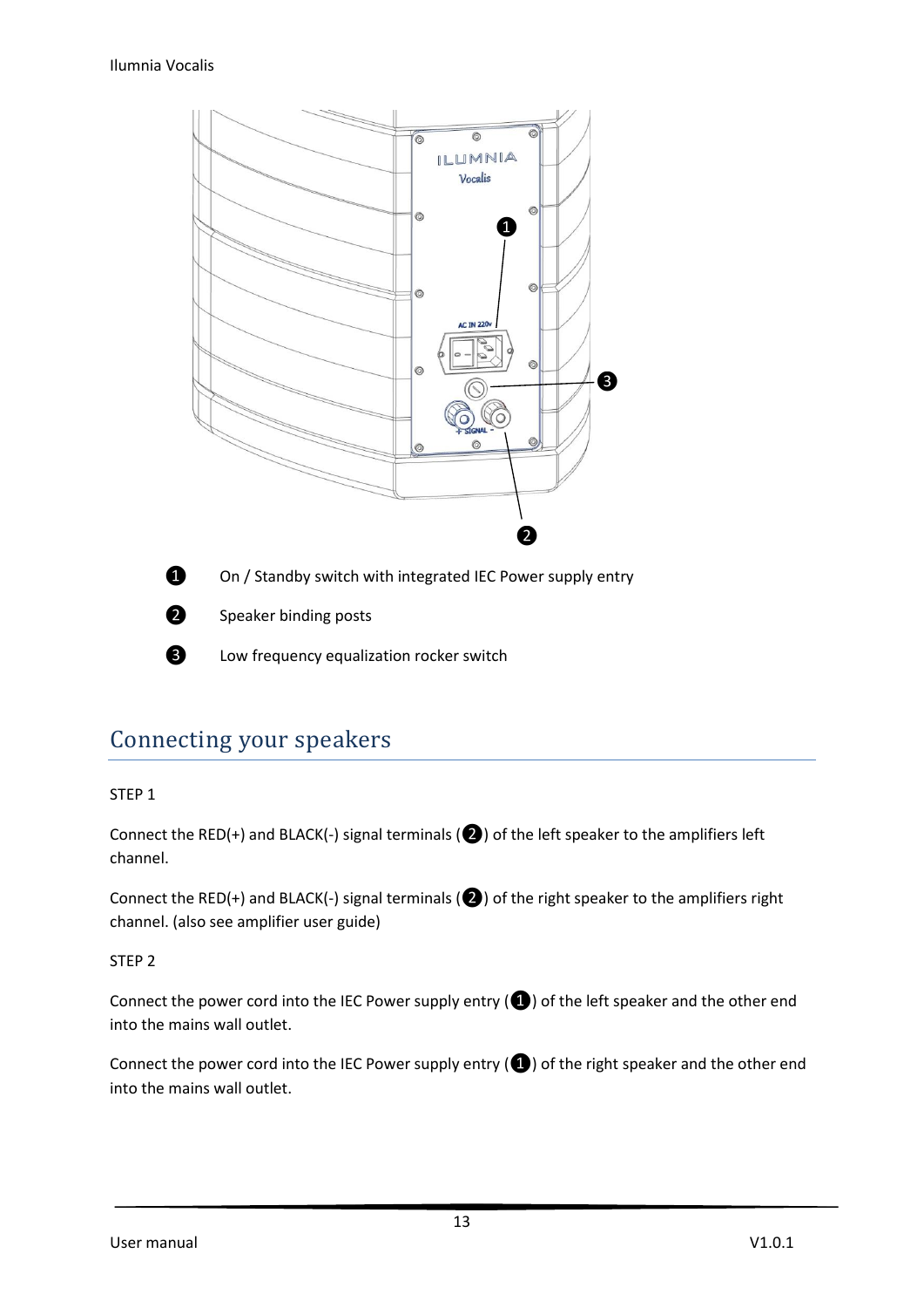❶ On / Standby switch with integrated IEC Power supply entry

❷ Speaker binding posts

❸ Low frequency equalization rocker switch

## Connecting your speakers

STEP 1

Connect the RED(+) and BLACK(-) signal terminals (❷) of the left speaker to the amplifiers left channel.

Connect the RED(+) and BLACK(-) signal terminals (❷) of the right speaker to the amplifiers right channel. (also see amplifier user guide)

STEP 2

Connect the power cord into the IEC Power supply entry (❶) of the left speaker and the other end into the mains wall outlet.

Connect the power cord into the IEC Power supply entry (❶) of the right speaker and the other end into the mains wall outlet.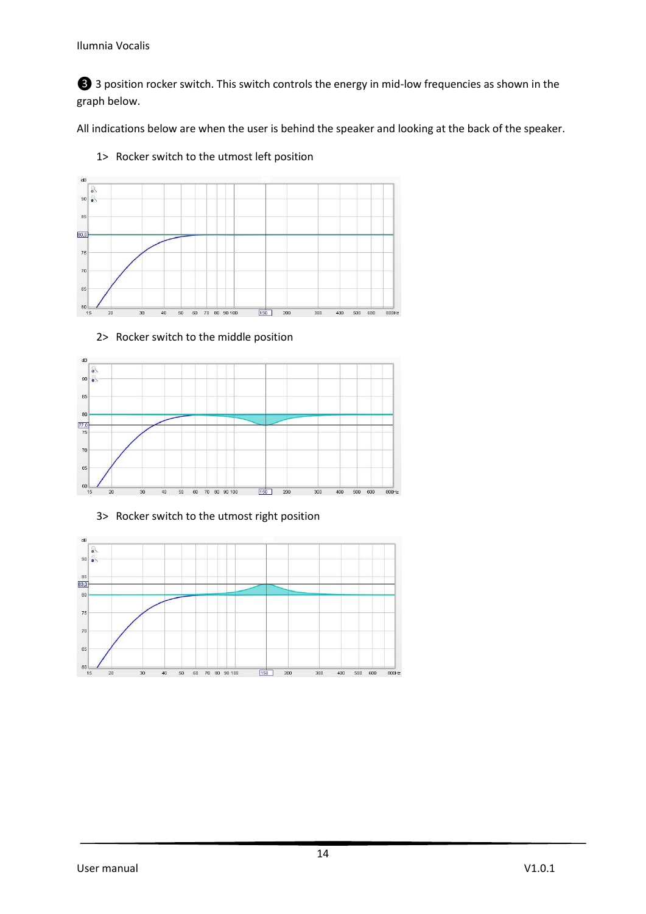❸ 3 position rocker switch. This switch controls the energy in mid-low frequencies as shown in the graph below.

All indications below are when the user is behind the speaker and looking at the back of the speaker.

1> Rocker switch to the utmost left position

2> Rocker switch to the middle position

3> Rocker switch to the utmost right position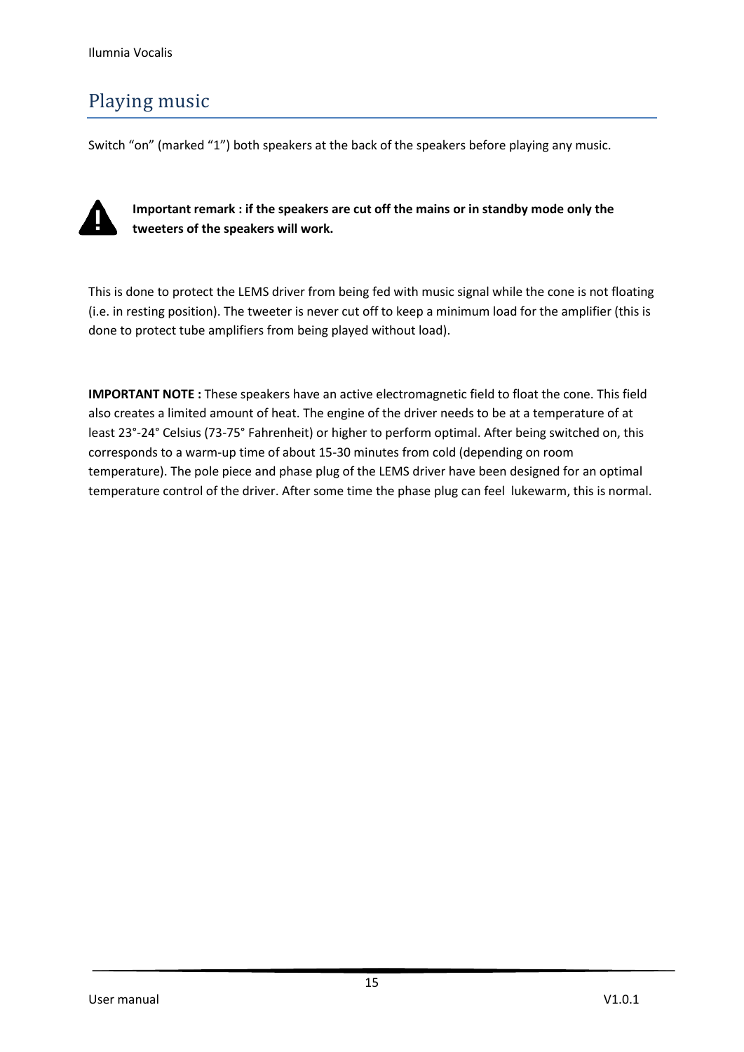## Playing music

Switch "on" (marked "1") both speakers at the back of the speakers before playing any music.

**Important remark : if the speakers are cut off the mains or in standby mode only the tweeters of the speakers will work.**

This is done to protect the LEMS driver from being fed with music signal while the cone is not floating (i.e. in resting position). The tweeter is never cut off to keep a minimum load for the amplifier (this is done to protect tube amplifiers from being played without load).

**IMPORTANT NOTE :** These speakers have an active electromagnetic field to float the cone. This field also creates a limited amount of heat. The engine of the driver needs to be at a temperature of at least 23°-24° Celsius (73-75° Fahrenheit) or higher to perform optimal. After being switched on, this corresponds to a warm-up time of about 15-30 minutes from cold (depending on room temperature). The pole piece and phase plug of the LEMS driver have been designed for an optimal temperature control of the driver. After some time the phase plug can feel lukewarm, this is normal.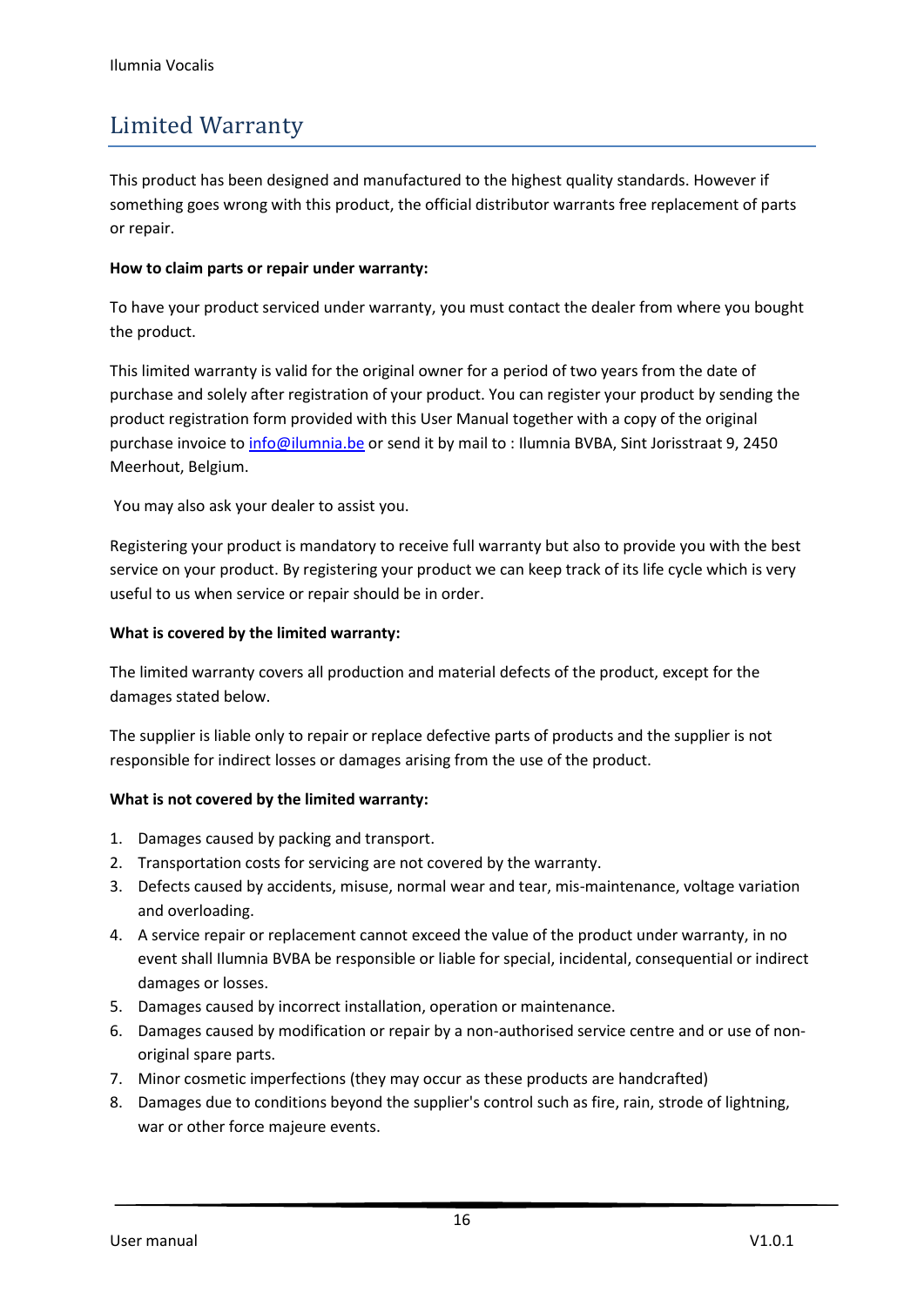# Limited Warranty

This product has been designed and manufactured to the highest quality standards. However if something goes wrong with this product, the official distributor warrants free replacement of parts or repair.

**How to claim parts or repair under warranty:**

To have your product serviced under warranty, you must contact the dealer from where you bought the product.

This limited warranty is valid for the original owner for a period of two years from the date of purchase and solely after registration of your product. You can register your product by sending the product registration form provided with this User Manual together with a copy of the original purchase invoice to info@ilumnia.be or send it by mail to : Ilumnia BVBA, Sint Jorisstraat 9, 2450 Meerhout, Belgium.

You may also ask your dealer to assist you.

Registering your product is mandatory to receive full warranty but also to provide you with the best service on your product. By registering your product we can keep track of its life cycle which is very useful to us when service or repair should be in order.

**What is covered by the limited warranty:**

The limited warranty covers all production and material defects of the product, except for the damages stated below.

The supplier is liable only to repair or replace defective parts of products and the supplier is not responsible for indirect losses or damages arising from the use of the product.

**What is not covered by the limited warranty:**

1. Damages caused by packing and transport.
2. Transportation costs for servicing are not covered by the warranty.
3. Defects caused by accidents, misuse, normal wear and tear, mis-maintenance, voltage variation and overloading.
4. A service repair or replacement cannot exceed the value of the product under warranty, in no event shall Ilumnia BVBA be responsible or liable for special, incidental, consequential or indirect damages or losses.
5. Damages caused by incorrect installation, operation or maintenance.
6. Damages caused by modification or repair by a non-authorised service centre and or use of non-original spare parts.
7. Minor cosmetic imperfections (they may occur as these products are handcrafted)
8. Damages due to conditions beyond the supplier's control such as fire, rain, strode of lightning, war or other force majeure events.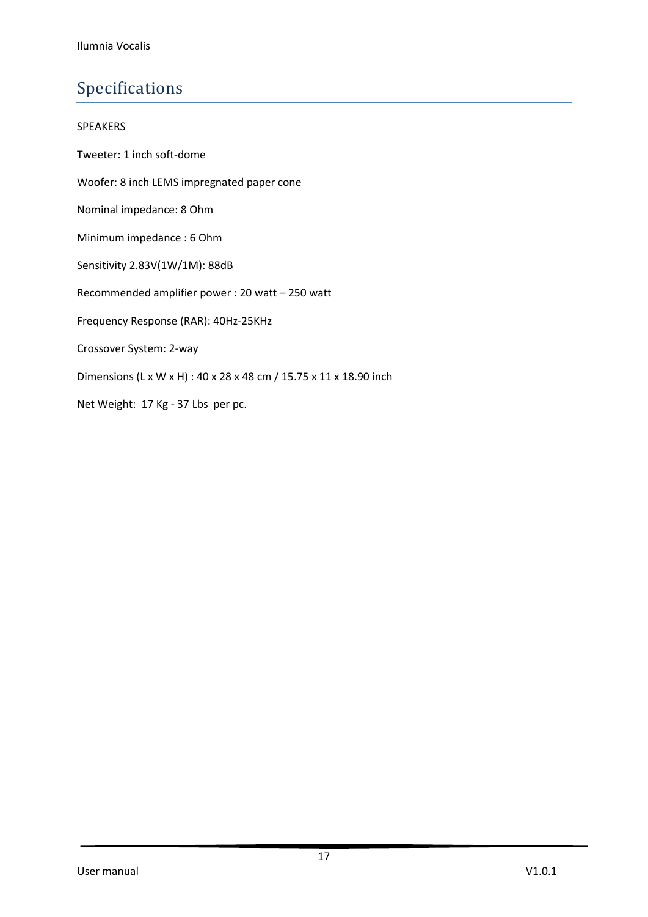# Specifications

SPEAKERS

Tweeter: 1 inch soft-dome

Woofer: 8 inch LEMS impregnated paper cone

Nominal impedance: 8 Ohm

Minimum impedance : 6 Ohm

Sensitivity 2.83V(1W/1M): 88dB

Recommended amplifier power : 20 watt – 250 watt

Frequency Response (RAR): 40Hz-25KHz

Crossover System: 2-way

Dimensions (L x W x H) : 40 x 28 x 48 cm / 15.75 x 11 x 18.90 inch

Net Weight: 17 Kg - 37 Lbs per pc.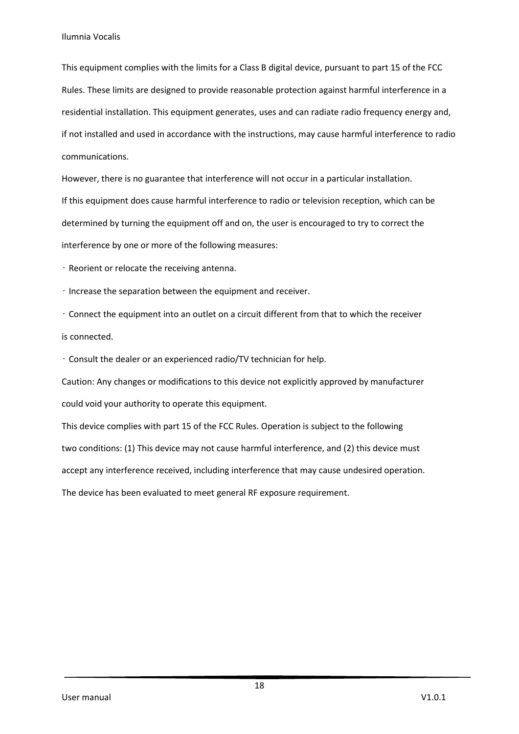This equipment complies with the limits for a Class B digital device, pursuant to part 15 of the FCC Rules. These limits are designed to provide reasonable protection against harmful interference in a residential installation. This equipment generates, uses and can radiate radio frequency energy and, if not installed and used in accordance with the instructions, may cause harmful interference to radio communications.

However, there is no guarantee that interference will not occur in a particular installation.

If this equipment does cause harmful interference to radio or television reception, which can be determined by turning the equipment off and on, the user is encouraged to try to correct the interference by one or more of the following measures:

- Reorient or relocate the receiving antenna.
- Increase the separation between the equipment and receiver.
- Connect the equipment into an outlet on a circuit different from that to which the receiver is connected.
- Consult the dealer or an experienced radio/TV technician for help.

Caution: Any changes or modifications to this device not explicitly approved by manufacturer could void your authority to operate this equipment.

This device complies with part 15 of the FCC Rules. Operation is subject to the following two conditions: (1) This device may not cause harmful interference, and (2) this device must accept any interference received, including interference that may cause undesired operation.

The device has been evaluated to meet general RF exposure requirement.